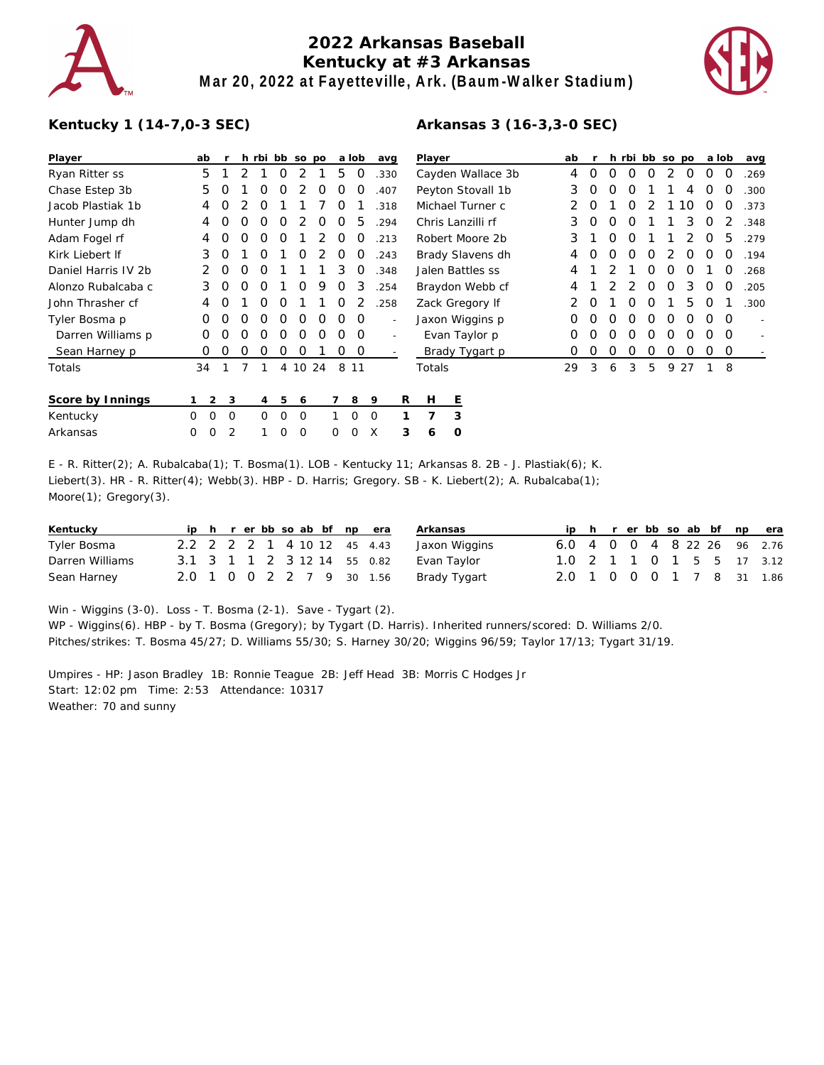# 2022 Arkansas Baseball
## Kentucky at #3 Arkansas
### Mar 20, 2022 at Fayetteville, Ark. (Baum-Walker Stadium)

**Kentucky 1 (14-7,0-3 SEC)**

| Player | ab | r | h | rbi | bb | so | po | a | lob | avg |
|---|---|---|---|---|---|---|---|---|---|---|
| Ryan Ritter ss | 5 | 1 | 2 | 1 | 0 | 2 | 1 | 5 | 0 | .330 |
| Chase Estep 3b | 5 | 0 | 1 | 0 | 0 | 2 | 0 | 0 | 0 | .407 |
| Jacob Plastiak 1b | 4 | 0 | 2 | 0 | 1 | 1 | 7 | 0 | 1 | .318 |
| Hunter Jump dh | 4 | 0 | 0 | 0 | 0 | 2 | 0 | 0 | 5 | .294 |
| Adam Fogel rf | 4 | 0 | 0 | 0 | 0 | 1 | 2 | 0 | 0 | .213 |
| Kirk Liebert lf | 3 | 0 | 1 | 0 | 1 | 0 | 2 | 0 | 0 | .243 |
| Daniel Harris IV 2b | 2 | 0 | 0 | 0 | 1 | 1 | 1 | 3 | 0 | .348 |
| Alonzo Rubalcaba c | 3 | 0 | 0 | 0 | 1 | 0 | 9 | 0 | 3 | .254 |
| John Thrasher cf | 4 | 0 | 1 | 0 | 0 | 1 | 1 | 0 | 2 | .258 |
| Tyler Bosma p | 0 | 0 | 0 | 0 | 0 | 0 | 0 | 0 | 0 | - |
| Darren Williams p | 0 | 0 | 0 | 0 | 0 | 0 | 0 | 0 | 0 | - |
| Sean Harney p | 0 | 0 | 0 | 0 | 0 | 0 | 1 | 0 | 0 | - |
| Totals | 34 | 1 | 7 | 1 | 4 | 10 | 24 | 8 | 11 | |

**Arkansas 3 (16-3,3-0 SEC)**

| Player | ab | r | h | rbi | bb | so | po | a | lob | avg |
|---|---|---|---|---|---|---|---|---|---|---|
| Cayden Wallace 3b | 4 | 0 | 0 | 0 | 0 | 2 | 0 | 0 | 0 | .269 |
| Peyton Stovall 1b | 3 | 0 | 0 | 0 | 1 | 1 | 4 | 0 | 0 | .300 |
| Michael Turner c | 2 | 0 | 1 | 0 | 2 | 1 | 10 | 0 | 0 | .373 |
| Chris Lanzilli rf | 3 | 0 | 0 | 0 | 1 | 1 | 3 | 0 | 2 | .348 |
| Robert Moore 2b | 3 | 1 | 0 | 0 | 1 | 1 | 2 | 0 | 5 | .279 |
| Brady Slavens dh | 4 | 0 | 0 | 0 | 0 | 2 | 0 | 0 | 0 | .194 |
| Jalen Battles ss | 4 | 1 | 2 | 1 | 0 | 0 | 0 | 1 | 0 | .268 |
| Braydon Webb cf | 4 | 1 | 2 | 2 | 0 | 0 | 3 | 0 | 0 | .205 |
| Zack Gregory lf | 2 | 0 | 1 | 0 | 0 | 1 | 5 | 0 | 1 | .300 |
| Jaxon Wiggins p | 0 | 0 | 0 | 0 | 0 | 0 | 0 | 0 | 0 | - |
| Evan Taylor p | 0 | 0 | 0 | 0 | 0 | 0 | 0 | 0 | 0 | - |
| Brady Tygart p | 0 | 0 | 0 | 0 | 0 | 0 | 0 | 0 | 0 | - |
| Totals | 29 | 3 | 6 | 3 | 5 | 9 | 27 | 1 | 8 | |

| Score by Innings | 1 | 2 | 3 | 4 | 5 | 6 | 7 | 8 | 9 | R | H | E |
|---|---|---|---|---|---|---|---|---|---|---|---|---|
| Kentucky | 0 | 0 | 0 | 0 | 0 | 0 | 1 | 0 | 0 | 1 | 7 | 3 |
| Arkansas | 0 | 0 | 2 | 1 | 0 | 0 | 0 | 0 | X | 3 | 6 | 0 |

E - R. Ritter(2); A. Rubalcaba(1); T. Bosma(1). LOB - Kentucky 11; Arkansas 8. 2B - J. Plastiak(6); K. Liebert(3). HR - R. Ritter(4); Webb(3). HBP - D. Harris; Gregory. SB - K. Liebert(2); A. Rubalcaba(1); Moore(1); Gregory(3).

| Kentucky | ip | h | r | er | bb | so | ab | bf | np | era |
|---|---|---|---|---|---|---|---|---|---|---|
| Tyler Bosma | 2.2 | 2 | 2 | 2 | 1 | 4 | 10 | 12 | 45 | 4.43 |
| Darren Williams | 3.1 | 3 | 1 | 1 | 2 | 3 | 12 | 14 | 55 | 0.82 |
| Sean Harney | 2.0 | 1 | 0 | 0 | 2 | 2 | 7 | 9 | 30 | 1.56 |

| Arkansas | ip | h | r | er | bb | so | ab | bf | np | era |
|---|---|---|---|---|---|---|---|---|---|---|
| Jaxon Wiggins | 6.0 | 4 | 0 | 0 | 4 | 8 | 22 | 26 | 96 | 2.76 |
| Evan Taylor | 1.0 | 2 | 1 | 1 | 0 | 1 | 5 | 5 | 17 | 3.12 |
| Brady Tygart | 2.0 | 1 | 0 | 0 | 0 | 1 | 7 | 8 | 31 | 1.86 |

Win - Wiggins (3-0). Loss - T. Bosma (2-1). Save - Tygart (2).
WP - Wiggins(6). HBP - by T. Bosma (Gregory); by Tygart (D. Harris). Inherited runners/scored: D. Williams 2/0.
Pitches/strikes: T. Bosma 45/27; D. Williams 55/30; S. Harney 30/20; Wiggins 96/59; Taylor 17/13; Tygart 31/19.

Umpires - HP: Jason Bradley 1B: Ronnie Teague 2B: Jeff Head 3B: Morris C Hodges Jr
Start: 12:02 pm Time: 2:53 Attendance: 10317
Weather: 70 and sunny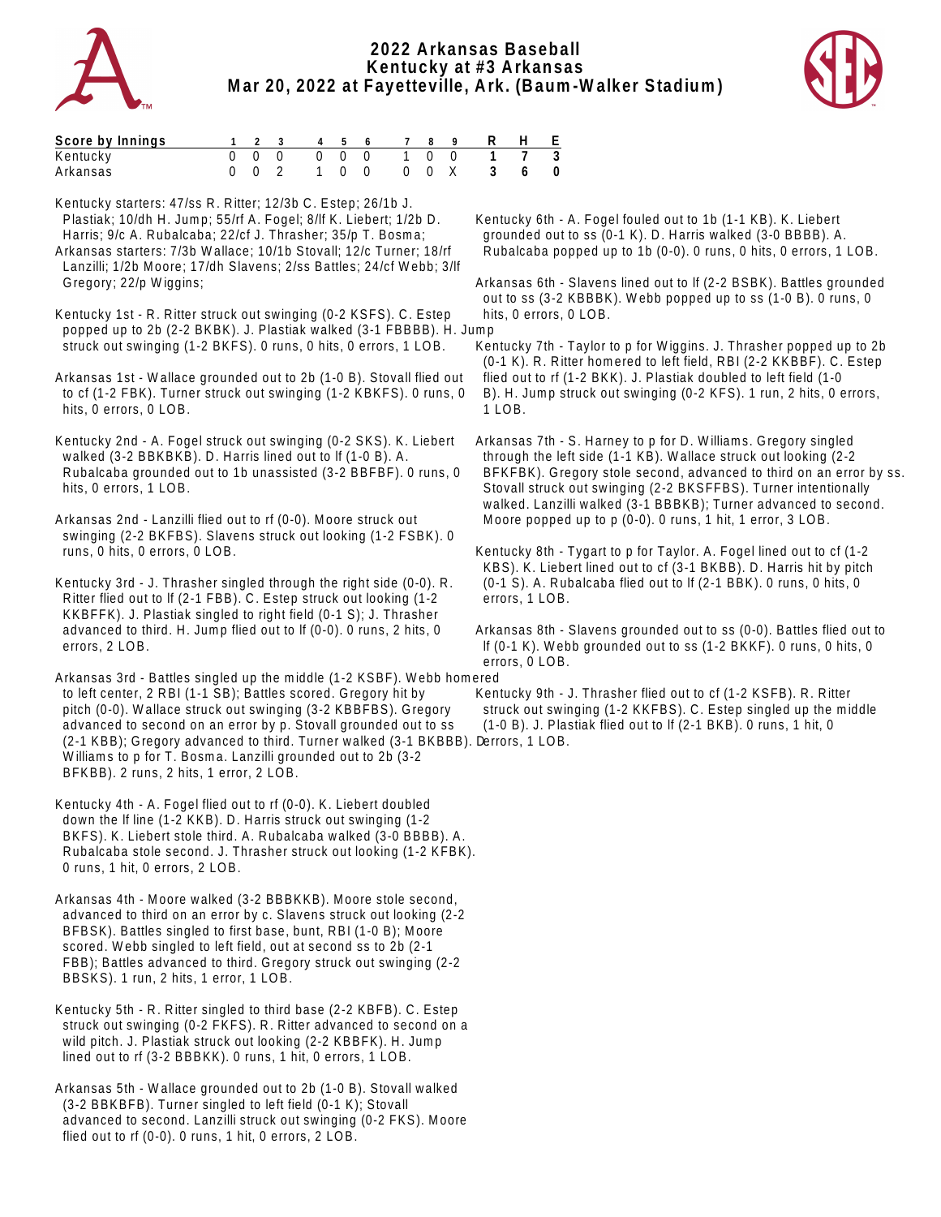# 2022 Arkansas Baseball
## Kentucky at #3 Arkansas
### Mar 20, 2022 at Fayetteville, Ark. (Baum-Walker Stadium)

| Score by Innings | 1 | 2 | 3 | 4 | 5 | 6 | 7 | 8 | 9 | R | H | E |
|---|---|---|---|---|---|---|---|---|---|---|---|---|
| Kentucky | 0 | 0 | 0 | 0 | 0 | 0 | 1 | 0 | 0 | 1 | 7 | 3 |
| Arkansas | 0 | 0 | 2 | 1 | 0 | 0 | 0 | 0 | X | 3 | 6 | 0 |

Kentucky starters: 47/ss R. Ritter; 12/3b C. Estep; 26/1b J. Plastiak; 10/dh H. Jump; 55/rf A. Fogel; 8/lf K. Liebert; 1/2b D. Harris; 9/c A. Rubalcaba; 22/cf J. Thrasher; 35/p T. Bosma;
Arkansas starters: 7/3b Wallace; 10/1b Stovall; 12/c Turner; 18/rf Lanzilli; 1/2b Moore; 17/dh Slavens; 2/ss Battles; 24/cf Webb; 3/lf Gregory; 22/p Wiggins;

Kentucky 1st - R. Ritter struck out swinging (0-2 KSFS). C. Estep popped up to 2b (2-2 BKBK). J. Plastiak walked (3-1 FBBBB). H. Jump struck out swinging (1-2 BKFS). 0 runs, 0 hits, 0 errors, 1 LOB.

Arkansas 1st - Wallace grounded out to 2b (1-0 B). Stovall flied out to cf (1-2 FBK). Turner struck out swinging (1-2 KBKFS). 0 runs, 0 hits, 0 errors, 0 LOB.

Kentucky 2nd - A. Fogel struck out swinging (0-2 SKS). K. Liebert walked (3-2 BBKBKB). D. Harris lined out to lf (1-0 B). A. Rubalcaba grounded out to 1b unassisted (3-2 BBFBF). 0 runs, 0 hits, 0 errors, 1 LOB.

Arkansas 2nd - Lanzilli flied out to rf (0-0). Moore struck out swinging (2-2 BKFBS). Slavens struck out looking (1-2 FSBK). 0 runs, 0 hits, 0 errors, 0 LOB.

Kentucky 3rd - J. Thrasher singled through the right side (0-0). R. Ritter flied out to lf (2-1 FBB). C. Estep struck out looking (1-2 KKBFFK). J. Plastiak singled to right field (0-1 S); J. Thrasher advanced to third. H. Jump flied out to lf (0-0). 0 runs, 2 hits, 0 errors, 2 LOB.

Arkansas 3rd - Battles singled up the middle (1-2 KSBF). Webb homered to left center, 2 RBI (1-1 SB); Battles scored. Gregory hit by pitch (0-0). Wallace struck out swinging (3-2 KBBFBS). Gregory advanced to second on an error by p. Stovall grounded out to ss (2-1 KBB); Gregory advanced to third. Turner walked (3-1 BKBBB). D. Williams to p for T. Bosma. Lanzilli grounded out to 2b (3-2 BFKBB). 2 runs, 2 hits, 1 error, 2 LOB.

Kentucky 4th - A. Fogel flied out to rf (0-0). K. Liebert doubled down the lf line (1-2 KKB). D. Harris struck out swinging (1-2 BKFS). K. Liebert stole third. A. Rubalcaba walked (3-0 BBBB). A. Rubalcaba stole second. J. Thrasher struck out looking (1-2 KFBK). 0 runs, 1 hit, 0 errors, 2 LOB.

Arkansas 4th - Moore walked (3-2 BBBKKB). Moore stole second, advanced to third on an error by c. Slavens struck out looking (2-2 BFBSK). Battles singled to first base, bunt, RBI (1-0 B); Moore scored. Webb singled to left field, out at second ss to 2b (2-1 FBB); Battles advanced to third. Gregory struck out swinging (2-2 BBSKS). 1 run, 2 hits, 1 error, 1 LOB.

Kentucky 5th - R. Ritter singled to third base (2-2 KBFB). C. Estep struck out swinging (0-2 FKFS). R. Ritter advanced to second on a wild pitch. J. Plastiak struck out looking (2-2 KBBFK). H. Jump lined out to rf (3-2 BBBKK). 0 runs, 1 hit, 0 errors, 1 LOB.

Arkansas 5th - Wallace grounded out to 2b (1-0 B). Stovall walked (3-2 BBKBFB). Turner singled to left field (0-1 K); Stovall advanced to second. Lanzilli struck out swinging (0-2 FKS). Moore flied out to rf (0-0). 0 runs, 1 hit, 0 errors, 2 LOB.

Kentucky 6th - A. Fogel fouled out to 1b (1-1 KB). K. Liebert grounded out to ss (0-1 K). D. Harris walked (3-0 BBBB). A. Rubalcaba popped up to 1b (0-0). 0 runs, 0 hits, 0 errors, 1 LOB.

Arkansas 6th - Slavens lined out to lf (2-2 BSBK). Battles grounded out to ss (3-2 KBBBK). Webb popped up to ss (1-0 B). 0 runs, 0 hits, 0 errors, 0 LOB.

Kentucky 7th - Taylor to p for Wiggins. J. Thrasher popped up to 2b (0-1 K). R. Ritter homered to left field, RBI (2-2 KKBBF). C. Estep flied out to rf (1-2 BKK). J. Plastiak doubled to left field (1-0 B). H. Jump struck out swinging (0-2 KFS). 1 run, 2 hits, 0 errors, 1 LOB.

Arkansas 7th - S. Harney to p for D. Williams. Gregory singled through the left side (1-1 KB). Wallace struck out looking (2-2 BFKFBK). Gregory stole second, advanced to third on an error by ss. Stovall struck out swinging (2-2 BKSFFBS). Turner intentionally walked. Lanzilli walked (3-1 BBBKB); Turner advanced to second. Moore popped up to p (0-0). 0 runs, 1 hit, 1 error, 3 LOB.

Kentucky 8th - Tygart to p for Taylor. A. Fogel lined out to cf (1-2 KBS). K. Liebert lined out to cf (3-1 BKBB). D. Harris hit by pitch (0-1 S). A. Rubalcaba flied out to lf (2-1 BBK). 0 runs, 0 hits, 0 errors, 1 LOB.

Arkansas 8th - Slavens grounded out to ss (0-0). Battles flied out to lf (0-1 K). Webb grounded out to ss (1-2 BKKF). 0 runs, 0 hits, 0 errors, 0 LOB.

Kentucky 9th - J. Thrasher flied out to cf (1-2 KSFB). R. Ritter struck out swinging (1-2 KKFBS). C. Estep singled up the middle (1-0 B). J. Plastiak flied out to lf (2-1 BKB). 0 runs, 1 hit, 0 errors, 1 LOB.